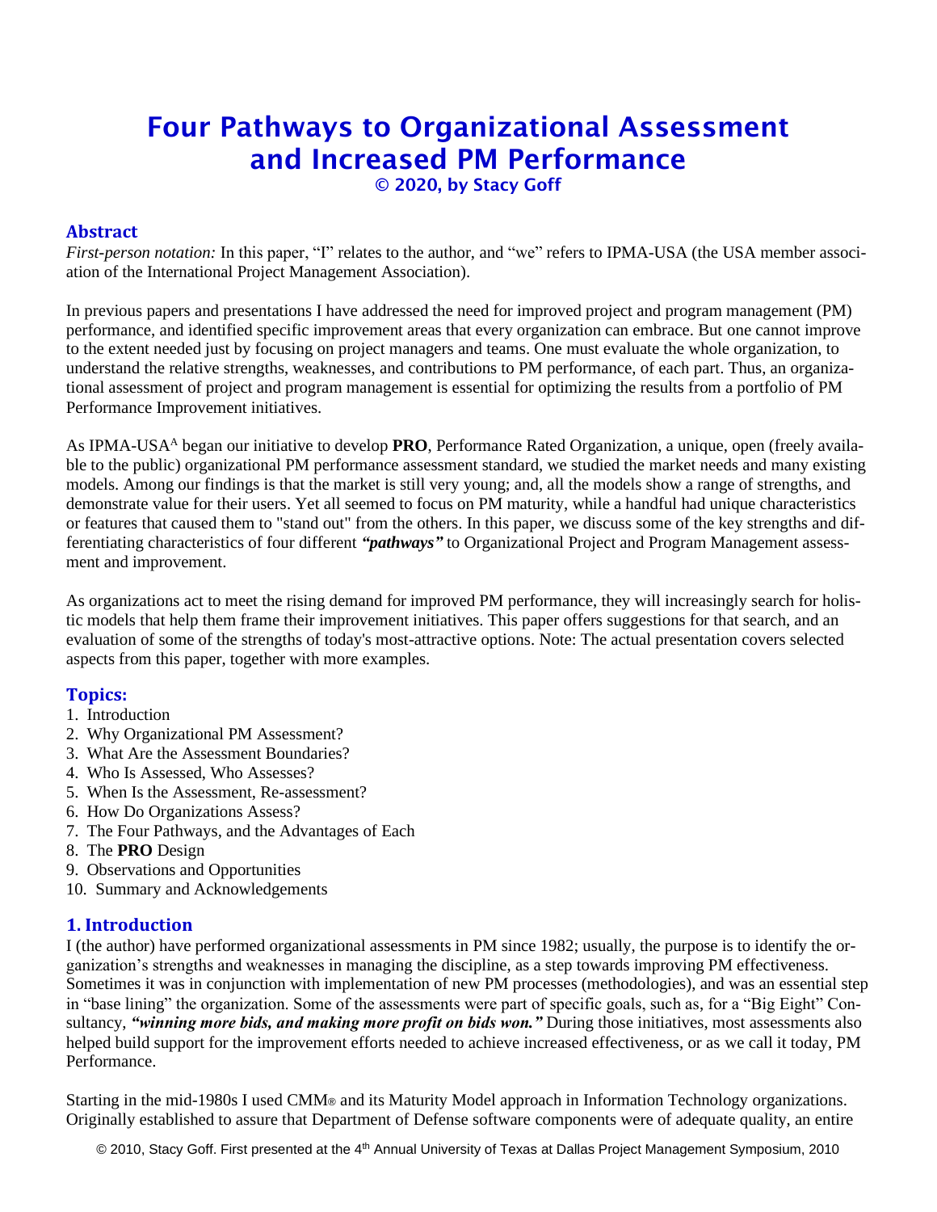# Four Pathways to Organizational Assessment and Increased PM Performance

**© 2020, by Stacy Goff**

## Abstract

*First-person notation:* In this paper, "I" relates to the author, and "we" refers to IPMA-USA (the USA member association of the International Project Management Association).

In previous papers and presentations I have addressed the need for improved project and program management (PM) performance, and identified specific improvement areas that every organization can embrace. But one cannot improve to the extent needed just by focusing on project managers and teams. One must evaluate the whole organization, to understand the relative strengths, weaknesses, and contributions to PM performance, of each part. Thus, an organizational assessment of project and program management is essential for optimizing the results from a portfolio of PM Performance Improvement initiatives.

As IPMA-USA[A] began our initiative to develop **PRO**, Performance Rated Organization, a unique, open (freely available to the public) organizational PM performance assessment standard, we studied the market needs and many existing models. Among our findings is that the market is still very young; and, all the models show a range of strengths, and demonstrate value for their users. Yet all seemed to focus on PM maturity, while a handful had unique characteristics or features that caused them to "stand out" from the others. In this paper, we discuss some of the key strengths and differentiating characteristics of four different ***"pathways"*** to Organizational Project and Program Management assessment and improvement.

As organizations act to meet the rising demand for improved PM performance, they will increasingly search for holistic models that help them frame their improvement initiatives. This paper offers suggestions for that search, and an evaluation of some of the strengths of today's most-attractive options. Note: The actual presentation covers selected aspects from this paper, together with more examples.

## Topics:

1. Introduction
2. Why Organizational PM Assessment?
3. What Are the Assessment Boundaries?
4. Who Is Assessed, Who Assesses?
5. When Is the Assessment, Re-assessment?
6. How Do Organizations Assess?
7. The Four Pathways, and the Advantages of Each
8. The **PRO** Design
9. Observations and Opportunities
10. Summary and Acknowledgements

## 1. Introduction

I (the author) have performed organizational assessments in PM since 1982; usually, the purpose is to identify the organization's strengths and weaknesses in managing the discipline, as a step towards improving PM effectiveness. Sometimes it was in conjunction with implementation of new PM processes (methodologies), and was an essential step in "base lining" the organization. Some of the assessments were part of specific goals, such as, for a "Big Eight" Consultancy, ***"winning more bids, and making more profit on bids won."*** During those initiatives, most assessments also helped build support for the improvement efforts needed to achieve increased effectiveness, or as we call it today, PM Performance.

Starting in the mid-1980s I used CMM® and its Maturity Model approach in Information Technology organizations. Originally established to assure that Department of Defense software components were of adequate quality, an entire

© 2010, Stacy Goff. First presented at the 4th Annual University of Texas at Dallas Project Management Symposium, 2010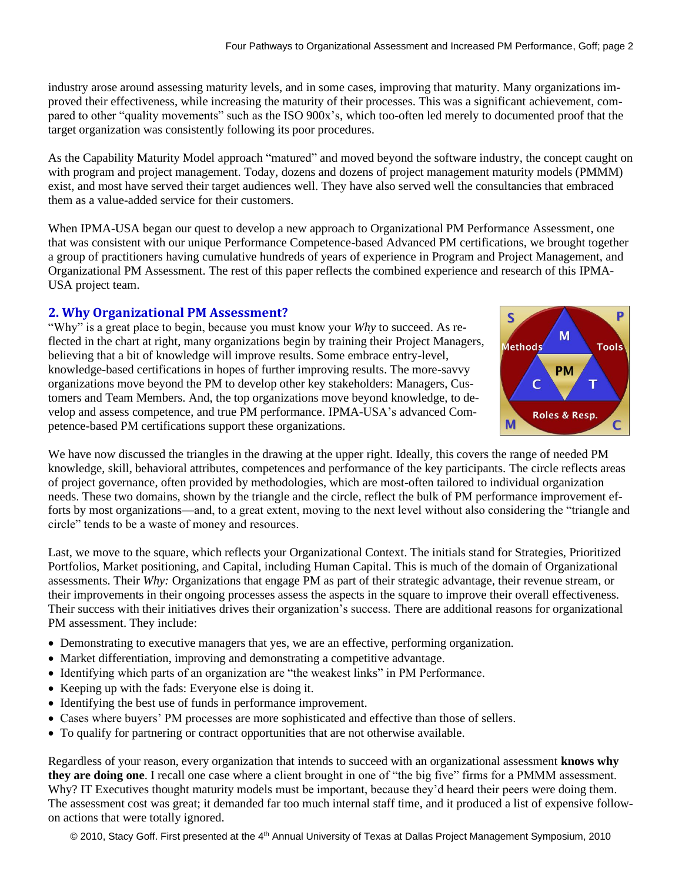industry arose around assessing maturity levels, and in some cases, improving that maturity. Many organizations improved their effectiveness, while increasing the maturity of their processes. This was a significant achievement, compared to other "quality movements" such as the ISO 900x's, which too-often led merely to documented proof that the target organization was consistently following its poor procedures.

As the Capability Maturity Model approach "matured" and moved beyond the software industry, the concept caught on with program and project management. Today, dozens and dozens of project management maturity models (PMMM) exist, and most have served their target audiences well. They have also served well the consultancies that embraced them as a value-added service for their customers.

When IPMA-USA began our quest to develop a new approach to Organizational PM Performance Assessment, one that was consistent with our unique Performance Competence-based Advanced PM certifications, we brought together a group of practitioners having cumulative hundreds of years of experience in Program and Project Management, and Organizational PM Assessment. The rest of this paper reflects the combined experience and research of this IPMA-USA project team.

## 2. Why Organizational PM Assessment?

"Why" is a great place to begin, because you must know your *Why* to succeed. As reflected in the chart at right, many organizations begin by training their Project Managers, believing that a bit of knowledge will improve results. Some embrace entry-level, knowledge-based certifications in hopes of further improving results. The more-savvy organizations move beyond the PM to develop other key stakeholders: Managers, Customers and Team Members. And, the top organizations move beyond knowledge, to develop and assess competence, and true PM performance. IPMA-USA's advanced Competence-based PM certifications support these organizations.

We have now discussed the triangles in the drawing at the upper right. Ideally, this covers the range of needed PM knowledge, skill, behavioral attributes, competences and performance of the key participants. The circle reflects areas of project governance, often provided by methodologies, which are most-often tailored to individual organization needs. These two domains, shown by the triangle and the circle, reflect the bulk of PM performance improvement efforts by most organizations—and, to a great extent, moving to the next level without also considering the "triangle and circle" tends to be a waste of money and resources.

Last, we move to the square, which reflects your Organizational Context. The initials stand for Strategies, Prioritized Portfolios, Market positioning, and Capital, including Human Capital. This is much of the domain of Organizational assessments. Their *Why:* Organizations that engage PM as part of their strategic advantage, their revenue stream, or their improvements in their ongoing processes assess the aspects in the square to improve their overall effectiveness. Their success with their initiatives drives their organization's success. There are additional reasons for organizational PM assessment. They include:

- Demonstrating to executive managers that yes, we are an effective, performing organization.
- Market differentiation, improving and demonstrating a competitive advantage.
- Identifying which parts of an organization are "the weakest links" in PM Performance.
- Keeping up with the fads: Everyone else is doing it.
- Identifying the best use of funds in performance improvement.
- Cases where buyers' PM processes are more sophisticated and effective than those of sellers.
- To qualify for partnering or contract opportunities that are not otherwise available.

Regardless of your reason, every organization that intends to succeed with an organizational assessment **knows why they are doing one**. I recall one case where a client brought in one of "the big five" firms for a PMMM assessment. Why? IT Executives thought maturity models must be important, because they'd heard their peers were doing them. The assessment cost was great; it demanded far too much internal staff time, and it produced a list of expensive follow-on actions that were totally ignored.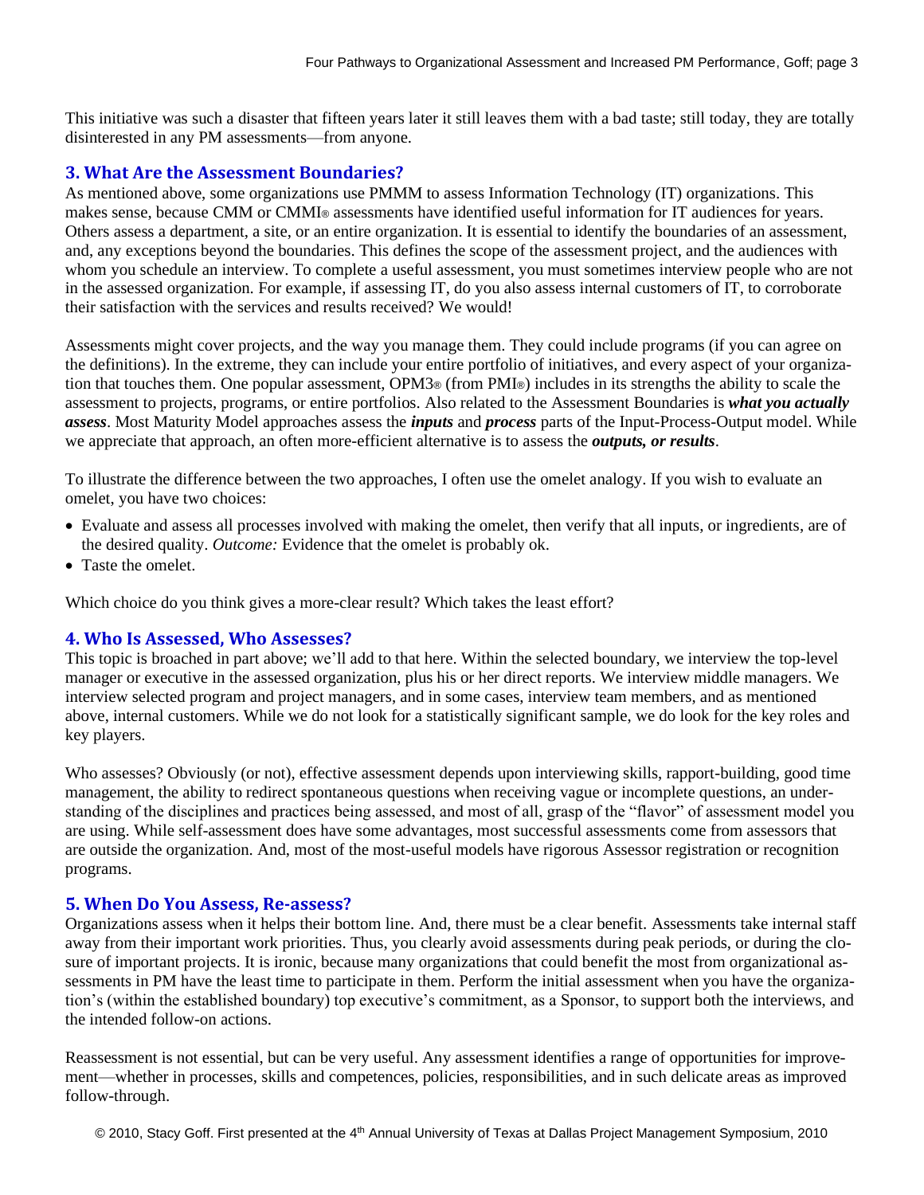This initiative was such a disaster that fifteen years later it still leaves them with a bad taste; still today, they are totally disinterested in any PM assessments—from anyone.

## 3. What Are the Assessment Boundaries?

As mentioned above, some organizations use PMMM to assess Information Technology (IT) organizations. This makes sense, because CMM or CMMI® assessments have identified useful information for IT audiences for years. Others assess a department, a site, or an entire organization. It is essential to identify the boundaries of an assessment, and, any exceptions beyond the boundaries. This defines the scope of the assessment project, and the audiences with whom you schedule an interview. To complete a useful assessment, you must sometimes interview people who are not in the assessed organization. For example, if assessing IT, do you also assess internal customers of IT, to corroborate their satisfaction with the services and results received? We would!

Assessments might cover projects, and the way you manage them. They could include programs (if you can agree on the definitions). In the extreme, they can include your entire portfolio of initiatives, and every aspect of your organization that touches them. One popular assessment, OPM3® (from PMI®) includes in its strengths the ability to scale the assessment to projects, programs, or entire portfolios. Also related to the Assessment Boundaries is ***what you actually assess***. Most Maturity Model approaches assess the ***inputs*** and ***process*** parts of the Input-Process-Output model. While we appreciate that approach, an often more-efficient alternative is to assess the ***outputs, or results***.

To illustrate the difference between the two approaches, I often use the omelet analogy. If you wish to evaluate an omelet, you have two choices:

- Evaluate and assess all processes involved with making the omelet, then verify that all inputs, or ingredients, are of the desired quality. *Outcome:* Evidence that the omelet is probably ok.
- Taste the omelet.

Which choice do you think gives a more-clear result? Which takes the least effort?

## 4. Who Is Assessed, Who Assesses?

This topic is broached in part above; we'll add to that here. Within the selected boundary, we interview the top-level manager or executive in the assessed organization, plus his or her direct reports. We interview middle managers. We interview selected program and project managers, and in some cases, interview team members, and as mentioned above, internal customers. While we do not look for a statistically significant sample, we do look for the key roles and key players.

Who assesses? Obviously (or not), effective assessment depends upon interviewing skills, rapport-building, good time management, the ability to redirect spontaneous questions when receiving vague or incomplete questions, an understanding of the disciplines and practices being assessed, and most of all, grasp of the "flavor" of assessment model you are using. While self-assessment does have some advantages, most successful assessments come from assessors that are outside the organization. And, most of the most-useful models have rigorous Assessor registration or recognition programs.

## 5. When Do You Assess, Re-assess?

Organizations assess when it helps their bottom line. And, there must be a clear benefit. Assessments take internal staff away from their important work priorities. Thus, you clearly avoid assessments during peak periods, or during the closure of important projects. It is ironic, because many organizations that could benefit the most from organizational assessments in PM have the least time to participate in them. Perform the initial assessment when you have the organization's (within the established boundary) top executive's commitment, as a Sponsor, to support both the interviews, and the intended follow-on actions.

Reassessment is not essential, but can be very useful. Any assessment identifies a range of opportunities for improvement—whether in processes, skills and competences, policies, responsibilities, and in such delicate areas as improved follow-through.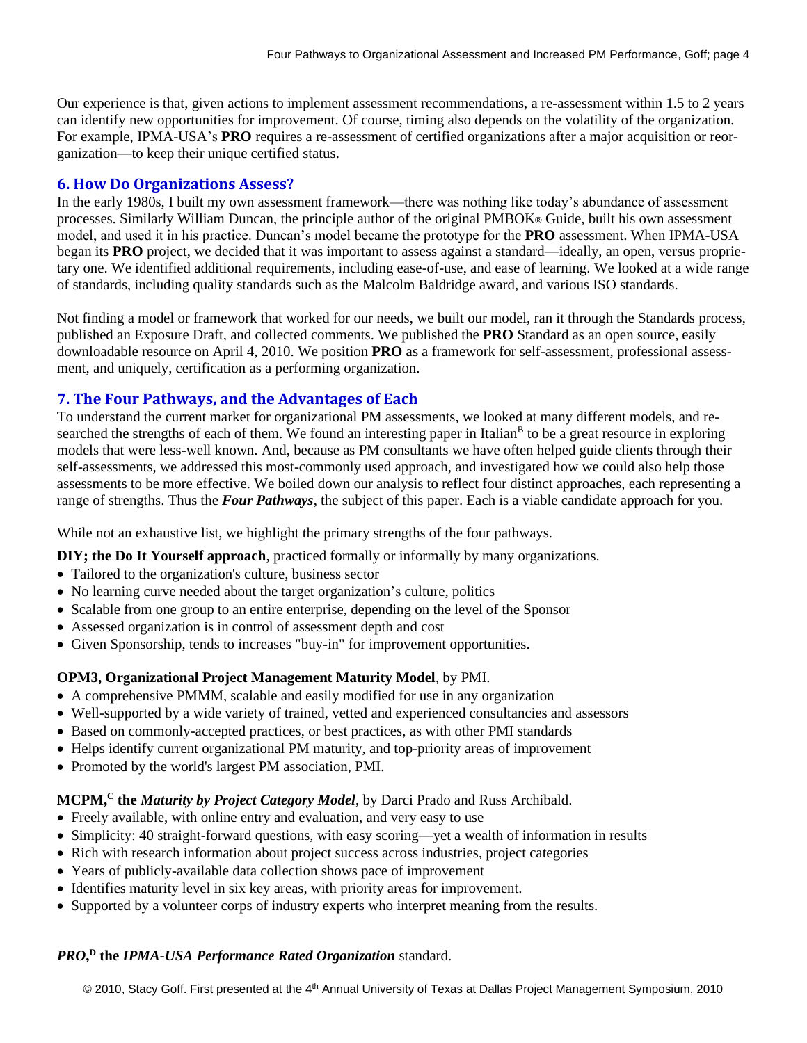Our experience is that, given actions to implement assessment recommendations, a re-assessment within 1.5 to 2 years can identify new opportunities for improvement. Of course, timing also depends on the volatility of the organization. For example, IPMA-USA's **PRO** requires a re-assessment of certified organizations after a major acquisition or reorganization—to keep their unique certified status.

## 6. How Do Organizations Assess?

In the early 1980s, I built my own assessment framework—there was nothing like today's abundance of assessment processes. Similarly William Duncan, the principle author of the original PMBOK® Guide, built his own assessment model, and used it in his practice. Duncan's model became the prototype for the **PRO** assessment. When IPMA-USA began its **PRO** project, we decided that it was important to assess against a standard—ideally, an open, versus proprietary one. We identified additional requirements, including ease-of-use, and ease of learning. We looked at a wide range of standards, including quality standards such as the Malcolm Baldridge award, and various ISO standards.

Not finding a model or framework that worked for our needs, we built our model, ran it through the Standards process, published an Exposure Draft, and collected comments. We published the **PRO** Standard as an open source, easily downloadable resource on April 4, 2010. We position **PRO** as a framework for self-assessment, professional assessment, and uniquely, certification as a performing organization.

## 7. The Four Pathways, and the Advantages of Each

To understand the current market for organizational PM assessments, we looked at many different models, and researched the strengths of each of them. We found an interesting paper in Italian[B] to be a great resource in exploring models that were less-well known. And, because as PM consultants we have often helped guide clients through their self-assessments, we addressed this most-commonly used approach, and investigated how we could also help those assessments to be more effective. We boiled down our analysis to reflect four distinct approaches, each representing a range of strengths. Thus the ***Four Pathways***, the subject of this paper. Each is a viable candidate approach for you.

While not an exhaustive list, we highlight the primary strengths of the four pathways.

**DIY; the Do It Yourself approach**, practiced formally or informally by many organizations.

- Tailored to the organization's culture, business sector
- No learning curve needed about the target organization's culture, politics
- Scalable from one group to an entire enterprise, depending on the level of the Sponsor
- Assessed organization is in control of assessment depth and cost
- Given Sponsorship, tends to increases "buy-in" for improvement opportunities.

**OPM3, Organizational Project Management Maturity Model**, by PMI.

- A comprehensive PMMM, scalable and easily modified for use in any organization
- Well-supported by a wide variety of trained, vetted and experienced consultancies and assessors
- Based on commonly-accepted practices, or best practices, as with other PMI standards
- Helps identify current organizational PM maturity, and top-priority areas of improvement
- Promoted by the world's largest PM association, PMI.

**MCPM,[C] the *Maturity by Project Category Model***, by Darci Prado and Russ Archibald.

- Freely available, with online entry and evaluation, and very easy to use
- Simplicity: 40 straight-forward questions, with easy scoring—yet a wealth of information in results
- Rich with research information about project success across industries, project categories
- Years of publicly-available data collection shows pace of improvement
- Identifies maturity level in six key areas, with priority areas for improvement.
- Supported by a volunteer corps of industry experts who interpret meaning from the results.

***PRO*,[D] the *IPMA-USA Performance Rated Organization*** standard.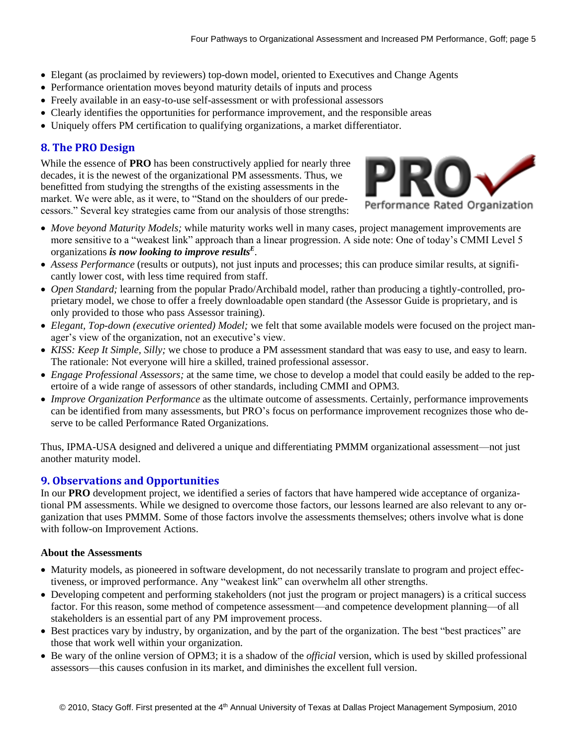- Elegant (as proclaimed by reviewers) top-down model, oriented to Executives and Change Agents
- Performance orientation moves beyond maturity details of inputs and process
- Freely available in an easy-to-use self-assessment or with professional assessors
- Clearly identifies the opportunities for performance improvement, and the responsible areas
- Uniquely offers PM certification to qualifying organizations, a market differentiator.

## 8. The PRO Design

While the essence of **PRO** has been constructively applied for nearly three decades, it is the newest of the organizational PM assessments. Thus, we benefitted from studying the strengths of the existing assessments in the market. We were able, as it were, to "Stand on the shoulders of our predecessors." Several key strategies came from our analysis of those strengths:

PRO✓ Performance Rated Organization

- *Move beyond Maturity Models;* while maturity works well in many cases, project management improvements are more sensitive to a "weakest link" approach than a linear progression. A side note: One of today's CMMI Level 5 organizations ***is now looking to improve results***[E].
- *Assess Performance* (results or outputs), not just inputs and processes; this can produce similar results, at significantly lower cost, with less time required from staff.
- *Open Standard;* learning from the popular Prado/Archibald model, rather than producing a tightly-controlled, proprietary model, we chose to offer a freely downloadable open standard (the Assessor Guide is proprietary, and is only provided to those who pass Assessor training).
- *Elegant, Top-down (executive oriented) Model;* we felt that some available models were focused on the project manager's view of the organization, not an executive's view.
- *KISS: Keep It Simple, Silly;* we chose to produce a PM assessment standard that was easy to use, and easy to learn. The rationale: Not everyone will hire a skilled, trained professional assessor.
- *Engage Professional Assessors;* at the same time, we chose to develop a model that could easily be added to the repertoire of a wide range of assessors of other standards, including CMMI and OPM3.
- *Improve Organization Performance* as the ultimate outcome of assessments. Certainly, performance improvements can be identified from many assessments, but PRO's focus on performance improvement recognizes those who deserve to be called Performance Rated Organizations.

Thus, IPMA-USA designed and delivered a unique and differentiating PMMM organizational assessment—not just another maturity model.

## 9. Observations and Opportunities

In our **PRO** development project, we identified a series of factors that have hampered wide acceptance of organizational PM assessments. While we designed to overcome those factors, our lessons learned are also relevant to any organization that uses PMMM. Some of those factors involve the assessments themselves; others involve what is done with follow-on Improvement Actions.

**About the Assessments**

- Maturity models, as pioneered in software development, do not necessarily translate to program and project effectiveness, or improved performance. Any "weakest link" can overwhelm all other strengths.
- Developing competent and performing stakeholders (not just the program or project managers) is a critical success factor. For this reason, some method of competence assessment—and competence development planning—of all stakeholders is an essential part of any PM improvement process.
- Best practices vary by industry, by organization, and by the part of the organization. The best "best practices" are those that work well within your organization.
- Be wary of the online version of OPM3; it is a shadow of the *official* version, which is used by skilled professional assessors—this causes confusion in its market, and diminishes the excellent full version.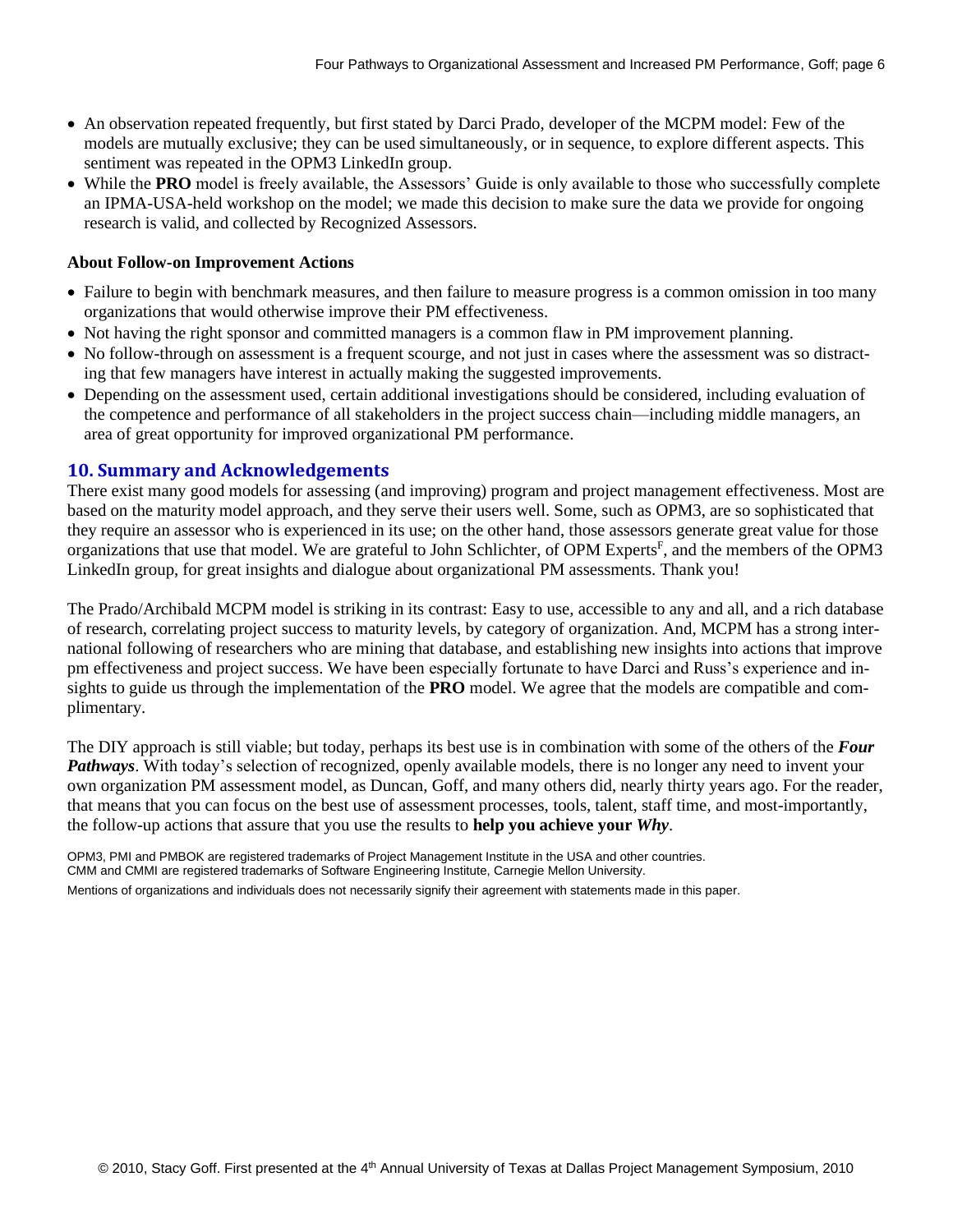- An observation repeated frequently, but first stated by Darci Prado, developer of the MCPM model: Few of the models are mutually exclusive; they can be used simultaneously, or in sequence, to explore different aspects. This sentiment was repeated in the OPM3 LinkedIn group.
- While the **PRO** model is freely available, the Assessors' Guide is only available to those who successfully complete an IPMA-USA-held workshop on the model; we made this decision to make sure the data we provide for ongoing research is valid, and collected by Recognized Assessors.

**About Follow-on Improvement Actions**

- Failure to begin with benchmark measures, and then failure to measure progress is a common omission in too many organizations that would otherwise improve their PM effectiveness.
- Not having the right sponsor and committed managers is a common flaw in PM improvement planning.
- No follow-through on assessment is a frequent scourge, and not just in cases where the assessment was so distracting that few managers have interest in actually making the suggested improvements.
- Depending on the assessment used, certain additional investigations should be considered, including evaluation of the competence and performance of all stakeholders in the project success chain—including middle managers, an area of great opportunity for improved organizational PM performance.

## 10. Summary and Acknowledgements

There exist many good models for assessing (and improving) program and project management effectiveness. Most are based on the maturity model approach, and they serve their users well. Some, such as OPM3, are so sophisticated that they require an assessor who is experienced in its use; on the other hand, those assessors generate great value for those organizations that use that model. We are grateful to John Schlichter, of OPM Experts[F], and the members of the OPM3 LinkedIn group, for great insights and dialogue about organizational PM assessments. Thank you!

The Prado/Archibald MCPM model is striking in its contrast: Easy to use, accessible to any and all, and a rich database of research, correlating project success to maturity levels, by category of organization. And, MCPM has a strong international following of researchers who are mining that database, and establishing new insights into actions that improve pm effectiveness and project success. We have been especially fortunate to have Darci and Russ's experience and insights to guide us through the implementation of the **PRO** model. We agree that the models are compatible and complimentary.

The DIY approach is still viable; but today, perhaps its best use is in combination with some of the others of the ***Four Pathways***. With today's selection of recognized, openly available models, there is no longer any need to invent your own organization PM assessment model, as Duncan, Goff, and many others did, nearly thirty years ago. For the reader, that means that you can focus on the best use of assessment processes, tools, talent, staff time, and most-importantly, the follow-up actions that assure that you use the results to **help you achieve your *Why***.

OPM3, PMI and PMBOK are registered trademarks of Project Management Institute in the USA and other countries.
CMM and CMMI are registered trademarks of Software Engineering Institute, Carnegie Mellon University.

Mentions of organizations and individuals does not necessarily signify their agreement with statements made in this paper.

© 2010, Stacy Goff. First presented at the 4th Annual University of Texas at Dallas Project Management Symposium, 2010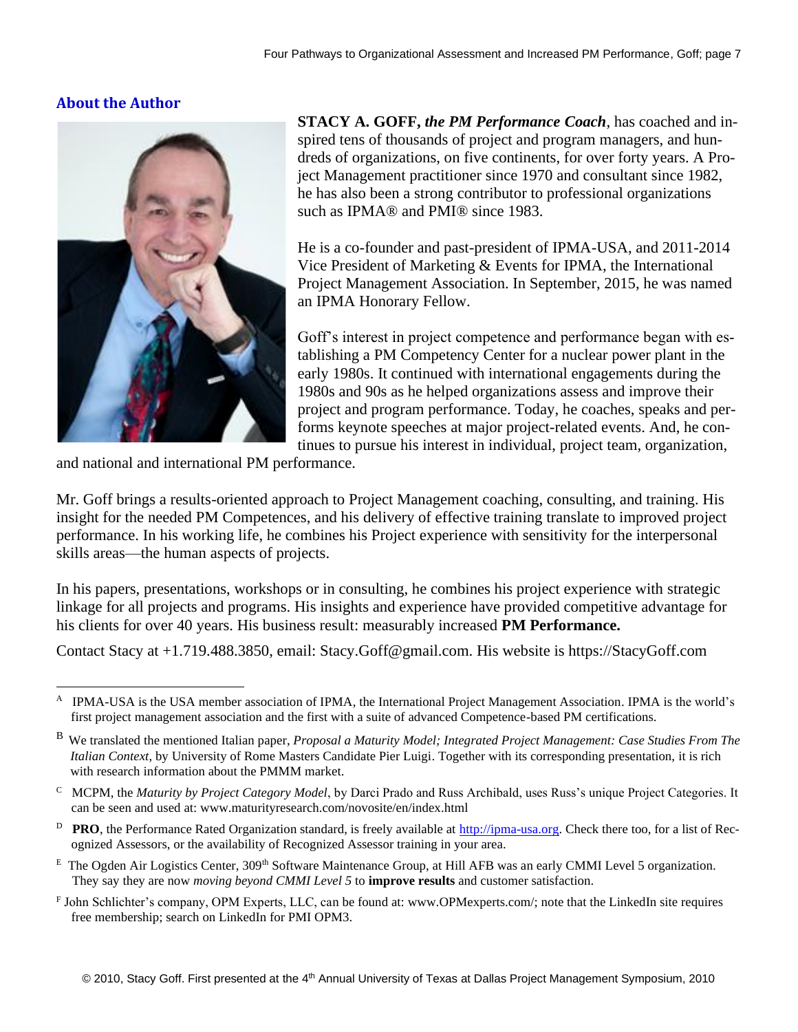## About the Author

**STACY A. GOFF, *the PM Performance Coach***, has coached and inspired tens of thousands of project and program managers, and hundreds of organizations, on five continents, for over forty years. A Project Management practitioner since 1970 and consultant since 1982, he has also been a strong contributor to professional organizations such as IPMA® and PMI® since 1983.

He is a co-founder and past-president of IPMA-USA, and 2011-2014 Vice President of Marketing & Events for IPMA, the International Project Management Association. In September, 2015, he was named an IPMA Honorary Fellow.

Goff's interest in project competence and performance began with establishing a PM Competency Center for a nuclear power plant in the early 1980s. It continued with international engagements during the 1980s and 90s as he helped organizations assess and improve their project and program performance. Today, he coaches, speaks and performs keynote speeches at major project-related events. And, he continues to pursue his interest in individual, project team, organization, and national and international PM performance.

Mr. Goff brings a results-oriented approach to Project Management coaching, consulting, and training. His insight for the needed PM Competences, and his delivery of effective training translate to improved project performance. In his working life, he combines his Project experience with sensitivity for the interpersonal skills areas—the human aspects of projects.

In his papers, presentations, workshops or in consulting, he combines his project experience with strategic linkage for all projects and programs. His insights and experience have provided competitive advantage for his clients for over 40 years. His business result: measurably increased **PM Performance.**

Contact Stacy at +1.719.488.3850, email: Stacy.Goff@gmail.com. His website is https://StacyGoff.com

---

[A] IPMA-USA is the USA member association of IPMA, the International Project Management Association. IPMA is the world's first project management association and the first with a suite of advanced Competence-based PM certifications.

[B] We translated the mentioned Italian paper, *Proposal a Maturity Model; Integrated Project Management: Case Studies From The Italian Context*, by University of Rome Masters Candidate Pier Luigi. Together with its corresponding presentation, it is rich with research information about the PMMM market.

[C] MCPM, the *Maturity by Project Category Model*, by Darci Prado and Russ Archibald, uses Russ's unique Project Categories. It can be seen and used at: www.maturityresearch.com/novosite/en/index.html

[D] **PRO**, the Performance Rated Organization standard, is freely available at http://ipma-usa.org. Check there too, for a list of Recognized Assessors, or the availability of Recognized Assessor training in your area.

[E] The Ogden Air Logistics Center, 309th Software Maintenance Group, at Hill AFB was an early CMMI Level 5 organization. They say they are now *moving beyond CMMI Level 5* to **improve results** and customer satisfaction.

[F] John Schlichter's company, OPM Experts, LLC, can be found at: www.OPMexperts.com/; note that the LinkedIn site requires free membership; search on LinkedIn for PMI OPM3.